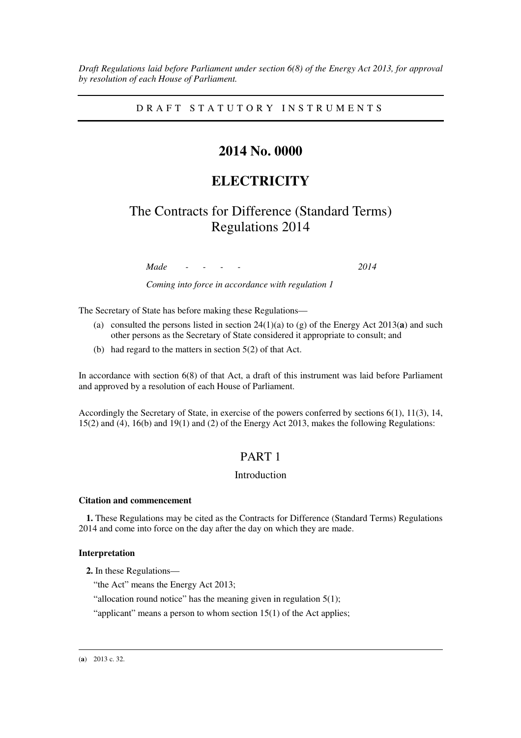*Draft Regulations laid before Parliament under section 6(8) of the Energy Act 2013, for approval by resolution of each House of Parliament.*

DRAFT STATUTORY INSTRUMENTS

# 2014 No. 0000

# ELECTRICITY

## The Contracts for Difference (Standard Terms) Regulations 2014

*Made - - - - 2014*

*Coming into force in accordance with regulation 1*

The Secretary of State has before making these Regulations—

(a) consulted the persons listed in section 24(1)(a) to (g) of the Energy Act 2013(**a**) and such other persons as the Secretary of State considered it appropriate to consult; and

(b) had regard to the matters in section 5(2) of that Act.

In accordance with section 6(8) of that Act, a draft of this instrument was laid before Parliament and approved by a resolution of each House of Parliament.

Accordingly the Secretary of State, in exercise of the powers conferred by sections 6(1), 11(3), 14, 15(2) and (4), 16(b) and 19(1) and (2) of the Energy Act 2013, makes the following Regulations:

## PART 1

### Introduction

**Citation and commencement**

**1.** These Regulations may be cited as the Contracts for Difference (Standard Terms) Regulations 2014 and come into force on the day after the day on which they are made.

**Interpretation**

**2.** In these Regulations—

"the Act" means the Energy Act 2013;

"allocation round notice" has the meaning given in regulation 5(1);

"applicant" means a person to whom section 15(1) of the Act applies;

---

(**a**) 2013 c. 32.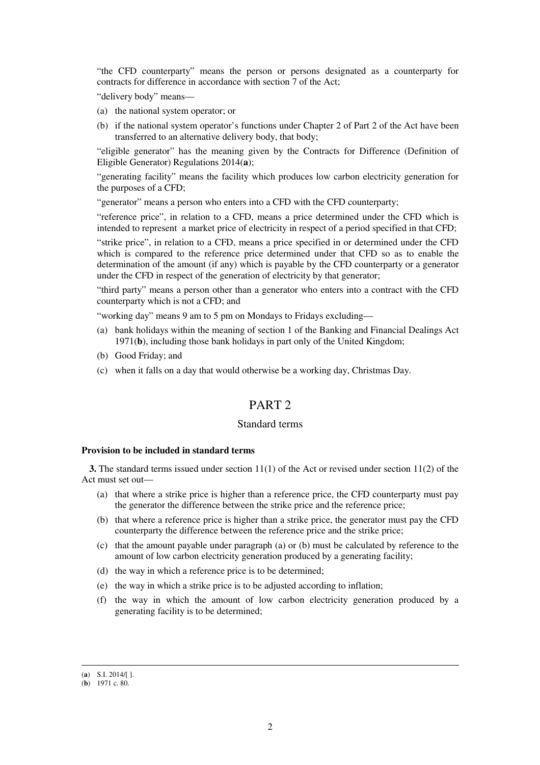"the CFD counterparty" means the person or persons designated as a counterparty for contracts for difference in accordance with section 7 of the Act;

"delivery body" means—

(a) the national system operator; or

(b) if the national system operator's functions under Chapter 2 of Part 2 of the Act have been transferred to an alternative delivery body, that body;

"eligible generator" has the meaning given by the Contracts for Difference (Definition of Eligible Generator) Regulations 2014(**a**);

"generating facility" means the facility which produces low carbon electricity generation for the purposes of a CFD;

"generator" means a person who enters into a CFD with the CFD counterparty;

"reference price", in relation to a CFD, means a price determined under the CFD which is intended to represent a market price of electricity in respect of a period specified in that CFD;

"strike price", in relation to a CFD, means a price specified in or determined under the CFD which is compared to the reference price determined under that CFD so as to enable the determination of the amount (if any) which is payable by the CFD counterparty or a generator under the CFD in respect of the generation of electricity by that generator;

"third party" means a person other than a generator who enters into a contract with the CFD counterparty which is not a CFD; and

"working day" means 9 am to 5 pm on Mondays to Fridays excluding—

(a) bank holidays within the meaning of section 1 of the Banking and Financial Dealings Act 1971(**b**), including those bank holidays in part only of the United Kingdom;

(b) Good Friday; and

(c) when it falls on a day that would otherwise be a working day, Christmas Day.

# PART 2

## Standard terms

**Provision to be included in standard terms**

**3.** The standard terms issued under section 11(1) of the Act or revised under section 11(2) of the Act must set out—

(a) that where a strike price is higher than a reference price, the CFD counterparty must pay the generator the difference between the strike price and the reference price;

(b) that where a reference price is higher than a strike price, the generator must pay the CFD counterparty the difference between the reference price and the strike price;

(c) that the amount payable under paragraph (a) or (b) must be calculated by reference to the amount of low carbon electricity generation produced by a generating facility;

(d) the way in which a reference price is to be determined;

(e) the way in which a strike price is to be adjusted according to inflation;

(f) the way in which the amount of low carbon electricity generation produced by a generating facility is to be determined;

---

(**a**) S.I. 2014/[ ].

(**b**) 1971 c. 80.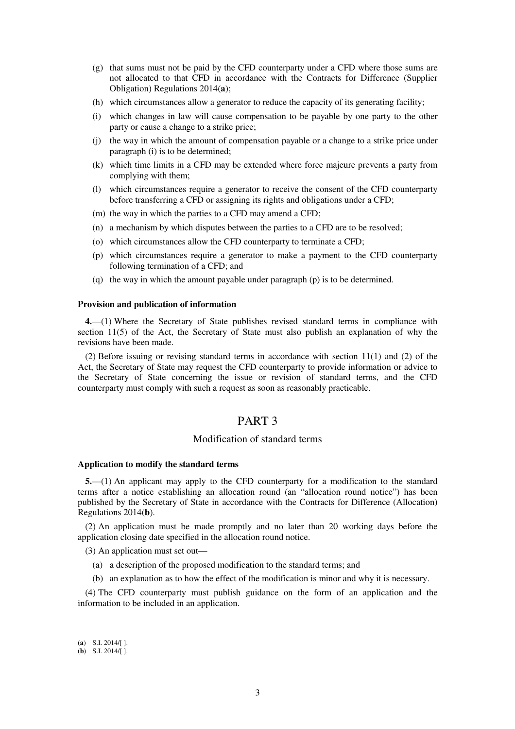(g) that sums must not be paid by the CFD counterparty under a CFD where those sums are not allocated to that CFD in accordance with the Contracts for Difference (Supplier Obligation) Regulations 2014(**a**);

(h) which circumstances allow a generator to reduce the capacity of its generating facility;

(i) which changes in law will cause compensation to be payable by one party to the other party or cause a change to a strike price;

(j) the way in which the amount of compensation payable or a change to a strike price under paragraph (i) is to be determined;

(k) which time limits in a CFD may be extended where force majeure prevents a party from complying with them;

(l) which circumstances require a generator to receive the consent of the CFD counterparty before transferring a CFD or assigning its rights and obligations under a CFD;

(m) the way in which the parties to a CFD may amend a CFD;

(n) a mechanism by which disputes between the parties to a CFD are to be resolved;

(o) which circumstances allow the CFD counterparty to terminate a CFD;

(p) which circumstances require a generator to make a payment to the CFD counterparty following termination of a CFD; and

(q) the way in which the amount payable under paragraph (p) is to be determined.

**Provision and publication of information**

**4.**—(1) Where the Secretary of State publishes revised standard terms in compliance with section 11(5) of the Act, the Secretary of State must also publish an explanation of why the revisions have been made.

(2) Before issuing or revising standard terms in accordance with section 11(1) and (2) of the Act, the Secretary of State may request the CFD counterparty to provide information or advice to the Secretary of State concerning the issue or revision of standard terms, and the CFD counterparty must comply with such a request as soon as reasonably practicable.

## PART 3

### Modification of standard terms

**Application to modify the standard terms**

**5.**—(1) An applicant may apply to the CFD counterparty for a modification to the standard terms after a notice establishing an allocation round (an "allocation round notice") has been published by the Secretary of State in accordance with the Contracts for Difference (Allocation) Regulations 2014(**b**).

(2) An application must be made promptly and no later than 20 working days before the application closing date specified in the allocation round notice.

(3) An application must set out—

(a) a description of the proposed modification to the standard terms; and

(b) an explanation as to how the effect of the modification is minor and why it is necessary.

(4) The CFD counterparty must publish guidance on the form of an application and the information to be included in an application.

---

(**a**) S.I. 2014/[ ].

(**b**) S.I. 2014/[ ].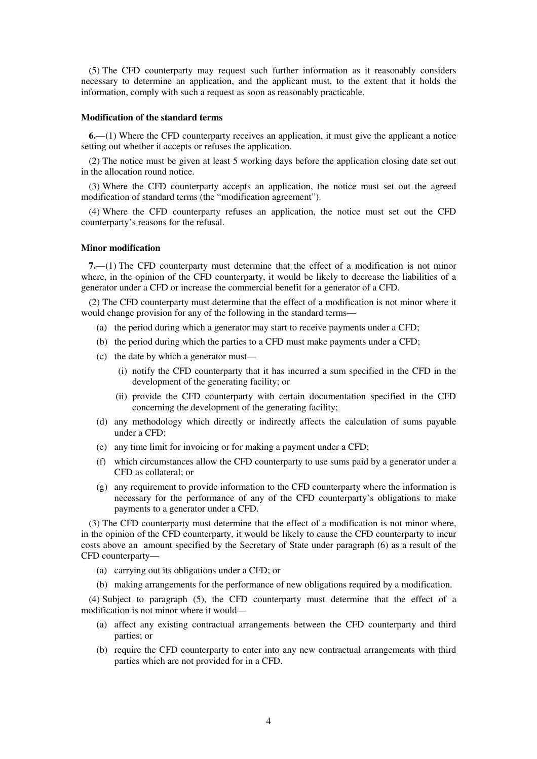(5) The CFD counterparty may request such further information as it reasonably considers necessary to determine an application, and the applicant must, to the extent that it holds the information, comply with such a request as soon as reasonably practicable.

**Modification of the standard terms**

**6.**—(1) Where the CFD counterparty receives an application, it must give the applicant a notice setting out whether it accepts or refuses the application.

(2) The notice must be given at least 5 working days before the application closing date set out in the allocation round notice.

(3) Where the CFD counterparty accepts an application, the notice must set out the agreed modification of standard terms (the "modification agreement").

(4) Where the CFD counterparty refuses an application, the notice must set out the CFD counterparty's reasons for the refusal.

**Minor modification**

**7.**—(1) The CFD counterparty must determine that the effect of a modification is not minor where, in the opinion of the CFD counterparty, it would be likely to decrease the liabilities of a generator under a CFD or increase the commercial benefit for a generator of a CFD.

(2) The CFD counterparty must determine that the effect of a modification is not minor where it would change provision for any of the following in the standard terms—

- (a) the period during which a generator may start to receive payments under a CFD;
- (b) the period during which the parties to a CFD must make payments under a CFD;
- (c) the date by which a generator must—
  - (i) notify the CFD counterparty that it has incurred a sum specified in the CFD in the development of the generating facility; or
  - (ii) provide the CFD counterparty with certain documentation specified in the CFD concerning the development of the generating facility;
- (d) any methodology which directly or indirectly affects the calculation of sums payable under a CFD;
- (e) any time limit for invoicing or for making a payment under a CFD;
- (f) which circumstances allow the CFD counterparty to use sums paid by a generator under a CFD as collateral; or
- (g) any requirement to provide information to the CFD counterparty where the information is necessary for the performance of any of the CFD counterparty's obligations to make payments to a generator under a CFD.

(3) The CFD counterparty must determine that the effect of a modification is not minor where, in the opinion of the CFD counterparty, it would be likely to cause the CFD counterparty to incur costs above an amount specified by the Secretary of State under paragraph (6) as a result of the CFD counterparty—

- (a) carrying out its obligations under a CFD; or
- (b) making arrangements for the performance of new obligations required by a modification.

(4) Subject to paragraph (5), the CFD counterparty must determine that the effect of a modification is not minor where it would—

- (a) affect any existing contractual arrangements between the CFD counterparty and third parties; or
- (b) require the CFD counterparty to enter into any new contractual arrangements with third parties which are not provided for in a CFD.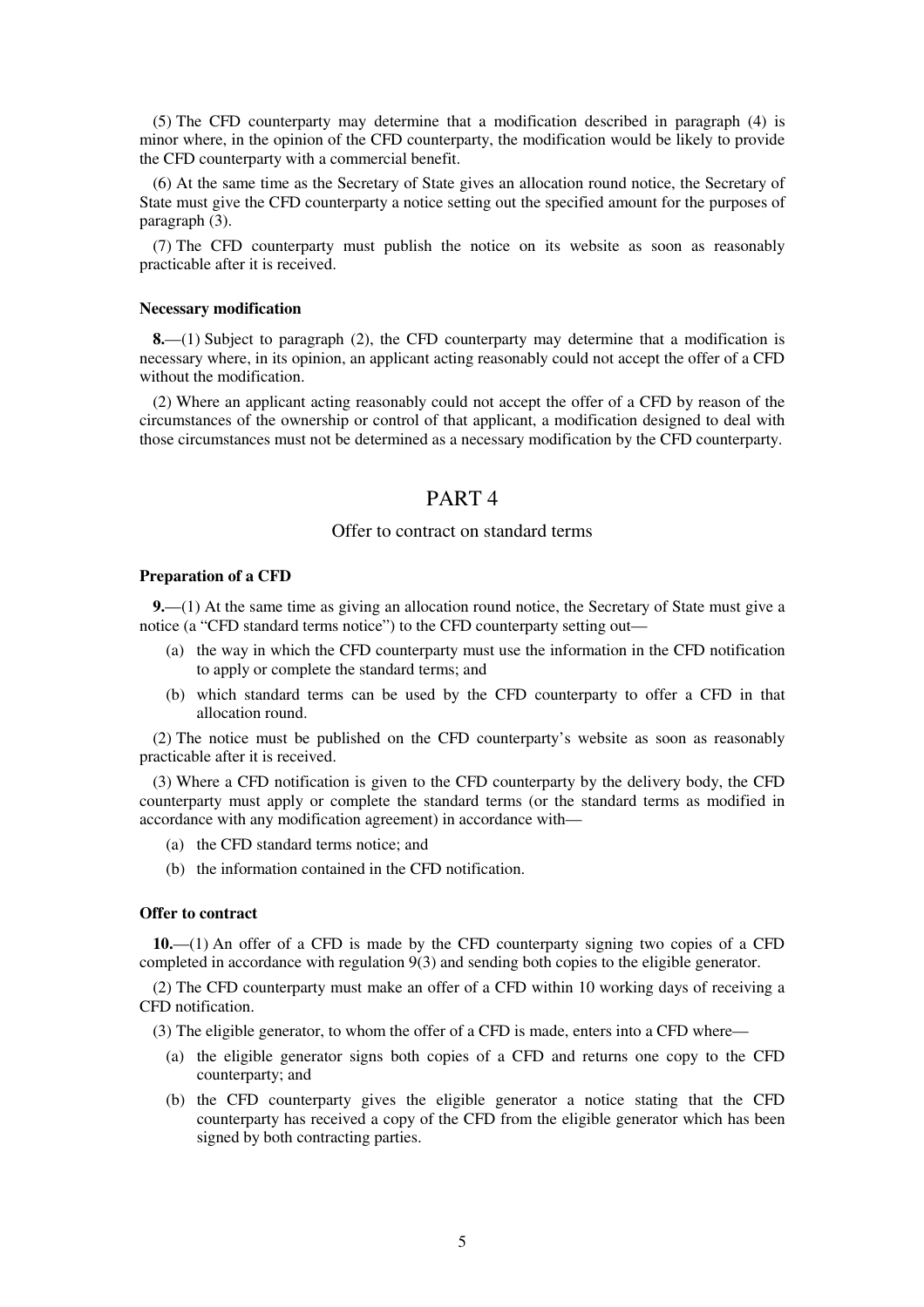(5) The CFD counterparty may determine that a modification described in paragraph (4) is minor where, in the opinion of the CFD counterparty, the modification would be likely to provide the CFD counterparty with a commercial benefit.

(6) At the same time as the Secretary of State gives an allocation round notice, the Secretary of State must give the CFD counterparty a notice setting out the specified amount for the purposes of paragraph (3).

(7) The CFD counterparty must publish the notice on its website as soon as reasonably practicable after it is received.

**Necessary modification**

**8.**—(1) Subject to paragraph (2), the CFD counterparty may determine that a modification is necessary where, in its opinion, an applicant acting reasonably could not accept the offer of a CFD without the modification.

(2) Where an applicant acting reasonably could not accept the offer of a CFD by reason of the circumstances of the ownership or control of that applicant, a modification designed to deal with those circumstances must not be determined as a necessary modification by the CFD counterparty.

# PART 4

## Offer to contract on standard terms

**Preparation of a CFD**

**9.**—(1) At the same time as giving an allocation round notice, the Secretary of State must give a notice (a "CFD standard terms notice") to the CFD counterparty setting out—

(a) the way in which the CFD counterparty must use the information in the CFD notification to apply or complete the standard terms; and

(b) which standard terms can be used by the CFD counterparty to offer a CFD in that allocation round.

(2) The notice must be published on the CFD counterparty's website as soon as reasonably practicable after it is received.

(3) Where a CFD notification is given to the CFD counterparty by the delivery body, the CFD counterparty must apply or complete the standard terms (or the standard terms as modified in accordance with any modification agreement) in accordance with—

(a) the CFD standard terms notice; and

(b) the information contained in the CFD notification.

**Offer to contract**

**10.**—(1) An offer of a CFD is made by the CFD counterparty signing two copies of a CFD completed in accordance with regulation 9(3) and sending both copies to the eligible generator.

(2) The CFD counterparty must make an offer of a CFD within 10 working days of receiving a CFD notification.

(3) The eligible generator, to whom the offer of a CFD is made, enters into a CFD where—

(a) the eligible generator signs both copies of a CFD and returns one copy to the CFD counterparty; and

(b) the CFD counterparty gives the eligible generator a notice stating that the CFD counterparty has received a copy of the CFD from the eligible generator which has been signed by both contracting parties.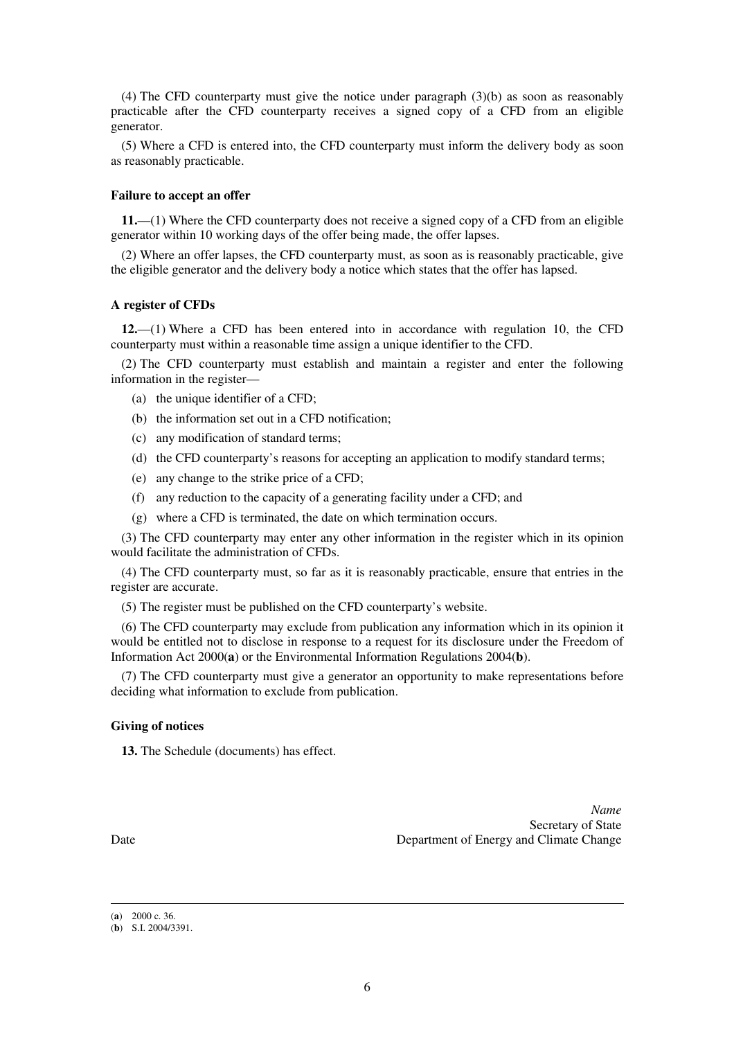(4) The CFD counterparty must give the notice under paragraph (3)(b) as soon as reasonably practicable after the CFD counterparty receives a signed copy of a CFD from an eligible generator.

(5) Where a CFD is entered into, the CFD counterparty must inform the delivery body as soon as reasonably practicable.

**Failure to accept an offer**

**11.**—(1) Where the CFD counterparty does not receive a signed copy of a CFD from an eligible generator within 10 working days of the offer being made, the offer lapses.

(2) Where an offer lapses, the CFD counterparty must, as soon as is reasonably practicable, give the eligible generator and the delivery body a notice which states that the offer has lapsed.

**A register of CFDs**

**12.**—(1) Where a CFD has been entered into in accordance with regulation 10, the CFD counterparty must within a reasonable time assign a unique identifier to the CFD.

(2) The CFD counterparty must establish and maintain a register and enter the following information in the register—

- (a) the unique identifier of a CFD;
- (b) the information set out in a CFD notification;
- (c) any modification of standard terms;
- (d) the CFD counterparty's reasons for accepting an application to modify standard terms;
- (e) any change to the strike price of a CFD;
- (f) any reduction to the capacity of a generating facility under a CFD; and
- (g) where a CFD is terminated, the date on which termination occurs.

(3) The CFD counterparty may enter any other information in the register which in its opinion would facilitate the administration of CFDs.

(4) The CFD counterparty must, so far as it is reasonably practicable, ensure that entries in the register are accurate.

(5) The register must be published on the CFD counterparty's website.

(6) The CFD counterparty may exclude from publication any information which in its opinion it would be entitled not to disclose in response to a request for its disclosure under the Freedom of Information Act 2000([a]) or the Environmental Information Regulations 2004([b]).

(7) The CFD counterparty must give a generator an opportunity to make representations before deciding what information to exclude from publication.

**Giving of notices**

**13.** The Schedule (documents) has effect.

*Name*
Secretary of State
Department of Energy and Climate Change

Date

---

([a]) 2000 c. 36.
([b]) S.I. 2004/3391.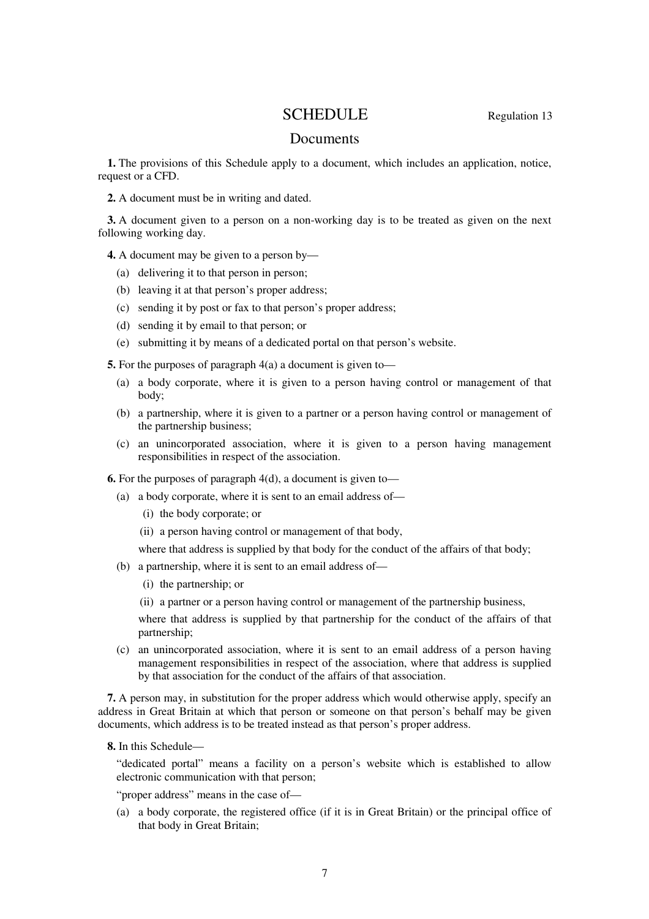# SCHEDULE

Regulation 13

## Documents

**1.** The provisions of this Schedule apply to a document, which includes an application, notice, request or a CFD.

**2.** A document must be in writing and dated.

**3.** A document given to a person on a non-working day is to be treated as given on the next following working day.

**4.** A document may be given to a person by—

(a) delivering it to that person in person;

(b) leaving it at that person's proper address;

(c) sending it by post or fax to that person's proper address;

(d) sending it by email to that person; or

(e) submitting it by means of a dedicated portal on that person's website.

**5.** For the purposes of paragraph 4(a) a document is given to—

(a) a body corporate, where it is given to a person having control or management of that body;

(b) a partnership, where it is given to a partner or a person having control or management of the partnership business;

(c) an unincorporated association, where it is given to a person having management responsibilities in respect of the association.

**6.** For the purposes of paragraph 4(d), a document is given to—

(a) a body corporate, where it is sent to an email address of—

(i) the body corporate; or

(ii) a person having control or management of that body,

where that address is supplied by that body for the conduct of the affairs of that body;

(b) a partnership, where it is sent to an email address of—

(i) the partnership; or

(ii) a partner or a person having control or management of the partnership business,

where that address is supplied by that partnership for the conduct of the affairs of that partnership;

(c) an unincorporated association, where it is sent to an email address of a person having management responsibilities in respect of the association, where that address is supplied by that association for the conduct of the affairs of that association.

**7.** A person may, in substitution for the proper address which would otherwise apply, specify an address in Great Britain at which that person or someone on that person's behalf may be given documents, which address is to be treated instead as that person's proper address.

**8.** In this Schedule—

"dedicated portal" means a facility on a person's website which is established to allow electronic communication with that person;

"proper address" means in the case of—

(a) a body corporate, the registered office (if it is in Great Britain) or the principal office of that body in Great Britain;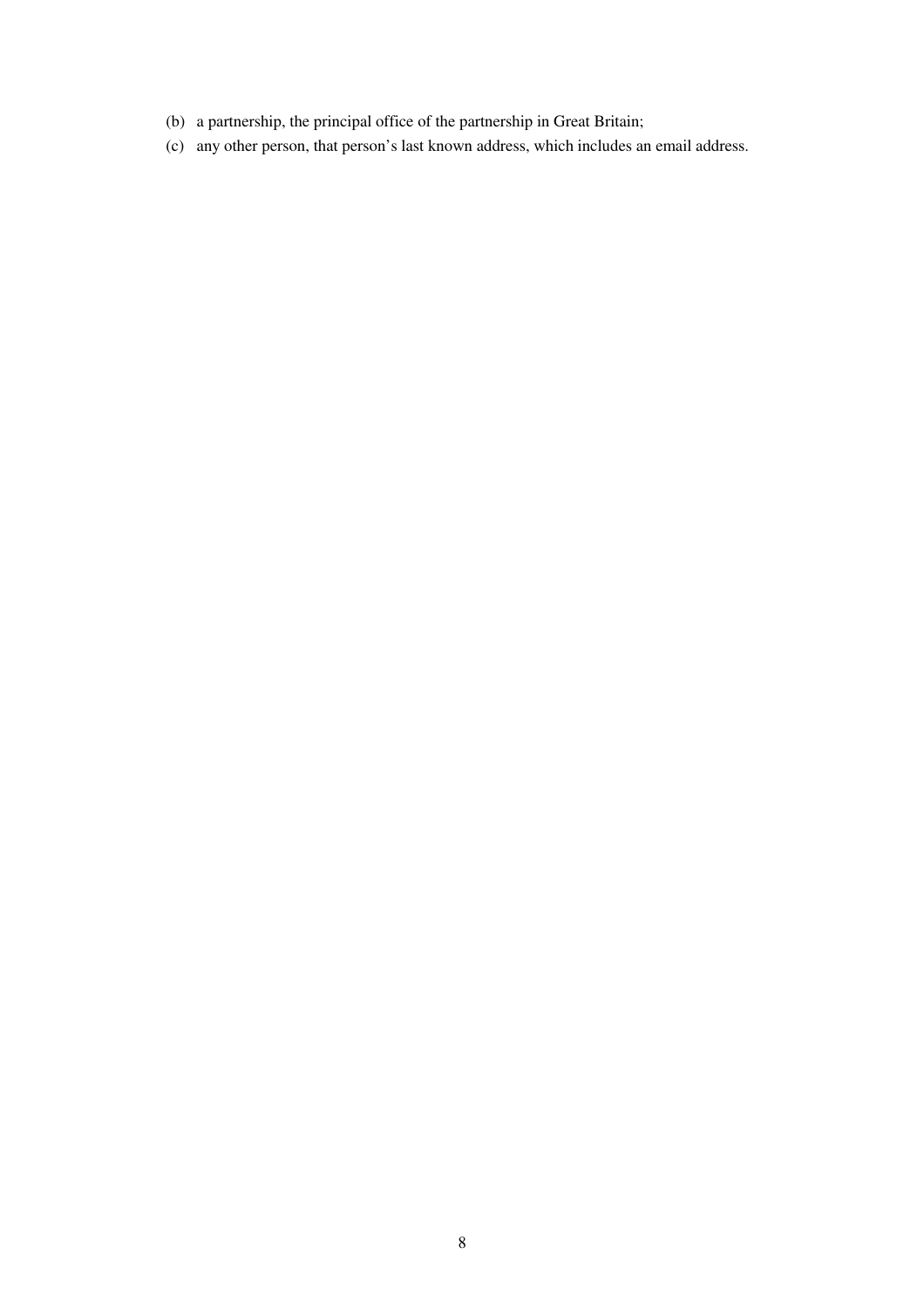(b) a partnership, the principal office of the partnership in Great Britain;

(c) any other person, that person's last known address, which includes an email address.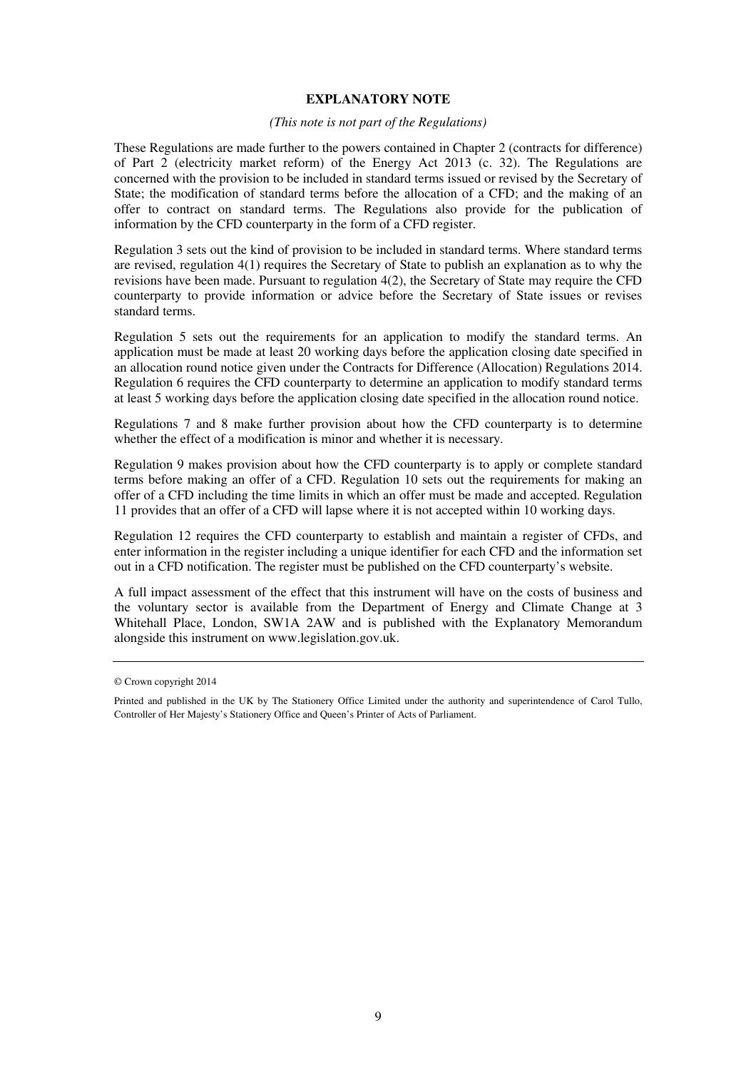## EXPLANATORY NOTE

*(This note is not part of the Regulations)*

These Regulations are made further to the powers contained in Chapter 2 (contracts for difference) of Part 2 (electricity market reform) of the Energy Act 2013 (c. 32). The Regulations are concerned with the provision to be included in standard terms issued or revised by the Secretary of State; the modification of standard terms before the allocation of a CFD; and the making of an offer to contract on standard terms. The Regulations also provide for the publication of information by the CFD counterparty in the form of a CFD register.

Regulation 3 sets out the kind of provision to be included in standard terms. Where standard terms are revised, regulation 4(1) requires the Secretary of State to publish an explanation as to why the revisions have been made. Pursuant to regulation 4(2), the Secretary of State may require the CFD counterparty to provide information or advice before the Secretary of State issues or revises standard terms.

Regulation 5 sets out the requirements for an application to modify the standard terms. An application must be made at least 20 working days before the application closing date specified in an allocation round notice given under the Contracts for Difference (Allocation) Regulations 2014. Regulation 6 requires the CFD counterparty to determine an application to modify standard terms at least 5 working days before the application closing date specified in the allocation round notice.

Regulations 7 and 8 make further provision about how the CFD counterparty is to determine whether the effect of a modification is minor and whether it is necessary.

Regulation 9 makes provision about how the CFD counterparty is to apply or complete standard terms before making an offer of a CFD. Regulation 10 sets out the requirements for making an offer of a CFD including the time limits in which an offer must be made and accepted. Regulation 11 provides that an offer of a CFD will lapse where it is not accepted within 10 working days.

Regulation 12 requires the CFD counterparty to establish and maintain a register of CFDs, and enter information in the register including a unique identifier for each CFD and the information set out in a CFD notification. The register must be published on the CFD counterparty's website.

A full impact assessment of the effect that this instrument will have on the costs of business and the voluntary sector is available from the Department of Energy and Climate Change at 3 Whitehall Place, London, SW1A 2AW and is published with the Explanatory Memorandum alongside this instrument on www.legislation.gov.uk.

---

© Crown copyright 2014

Printed and published in the UK by The Stationery Office Limited under the authority and superintendence of Carol Tullo, Controller of Her Majesty's Stationery Office and Queen's Printer of Acts of Parliament.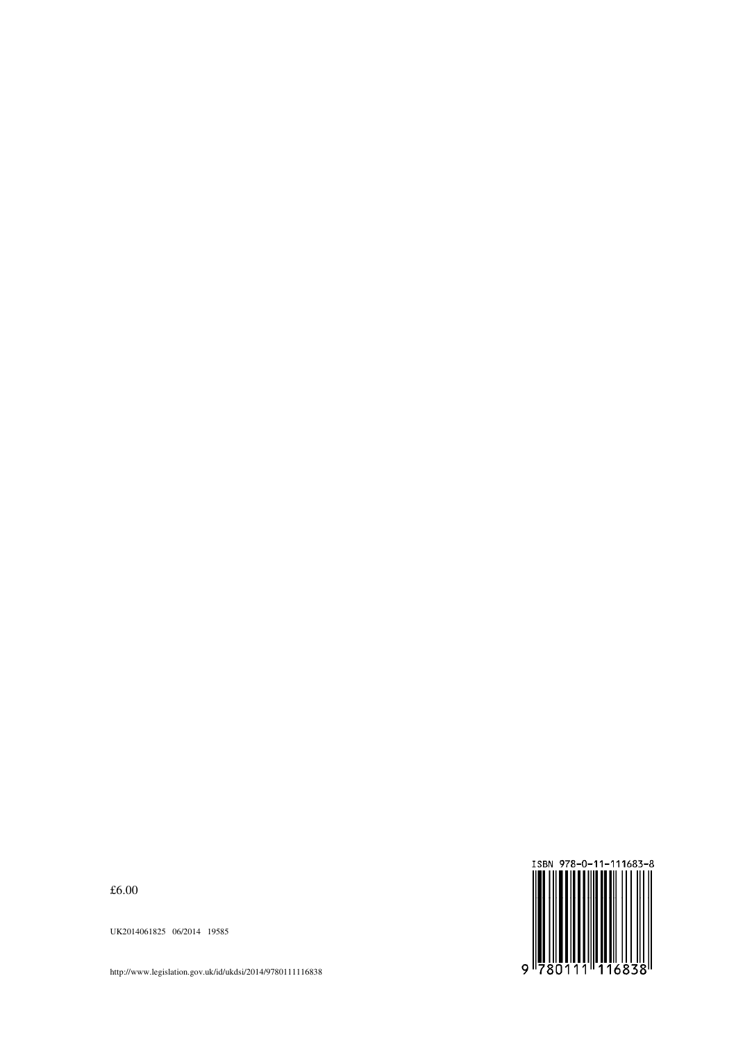£6.00

UK2014061825 06/2014 19585

http://www.legislation.gov.uk/id/ukdsi/2014/9780111116838

ISBN 978-0-11-111683-8

9 780111 116838